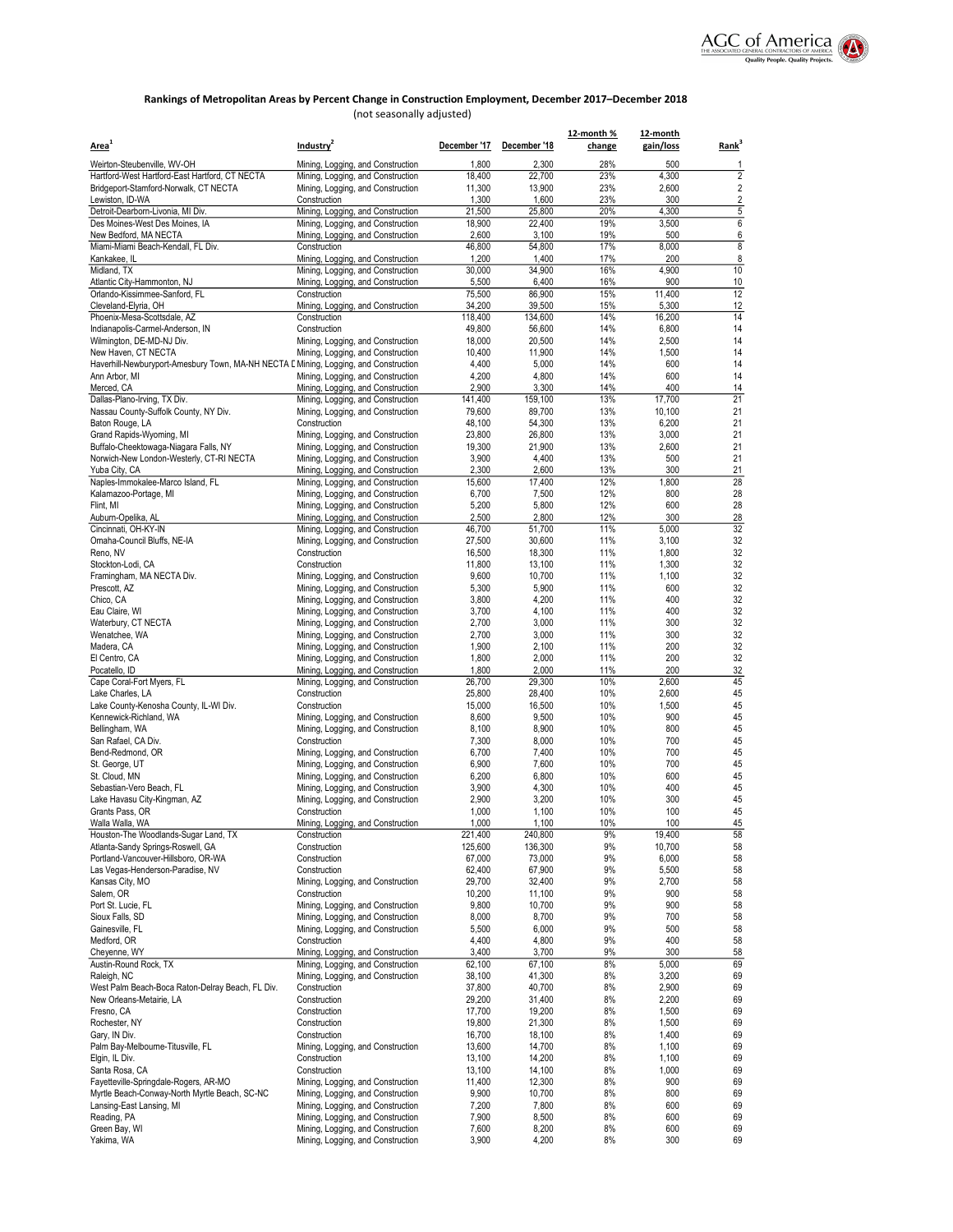## Rankings of Metropolitan Areas by Percent Change in Construction Employment, December 2017–December 2018

(not seasonally adjusted)

| Area[1] | Industry[2] | December '17 | December '18 | 12-month % change | 12-month gain/loss | Rank[3] |
|---|---|---|---|---|---|---|
| Weirton-Steubenville, WV-OH | Mining, Logging, and Construction | 1,800 | 2,300 | 28% | 500 | 1 |
| Hartford-West Hartford-East Hartford, CT NECTA | Mining, Logging, and Construction | 18,400 | 22,700 | 23% | 4,300 | 2 |
| Bridgeport-Stamford-Norwalk, CT NECTA | Mining, Logging, and Construction | 11,300 | 13,900 | 23% | 2,600 | 2 |
| Lewiston, ID-WA | Construction | 1,300 | 1,600 | 23% | 300 | 2 |
| Detroit-Dearborn-Livonia, MI Div. | Mining, Logging, and Construction | 21,500 | 25,800 | 20% | 4,300 | 5 |
| Des Moines-West Des Moines, IA | Mining, Logging, and Construction | 18,900 | 22,400 | 19% | 3,500 | 6 |
| New Bedford, MA NECTA | Mining, Logging, and Construction | 2,600 | 3,100 | 19% | 500 | 6 |
| Miami-Miami Beach-Kendall, FL Div. | Construction | 46,800 | 54,800 | 17% | 8,000 | 8 |
| Kankakee, IL | Mining, Logging, and Construction | 1,200 | 1,400 | 17% | 200 | 8 |
| Midland, TX | Mining, Logging, and Construction | 30,000 | 34,900 | 16% | 4,900 | 10 |
| Atlantic City-Hammonton, NJ | Mining, Logging, and Construction | 5,500 | 6,400 | 16% | 900 | 10 |
| Orlando-Kissimmee-Sanford, FL | Construction | 75,500 | 86,900 | 15% | 11,400 | 12 |
| Cleveland-Elyria, OH | Mining, Logging, and Construction | 34,200 | 39,500 | 15% | 5,300 | 12 |
| Phoenix-Mesa-Scottsdale, AZ | Construction | 118,400 | 134,600 | 14% | 16,200 | 14 |
| Indianapolis-Carmel-Anderson, IN | Construction | 49,800 | 56,600 | 14% | 6,800 | 14 |
| Wilmington, DE-MD-NJ Div. | Mining, Logging, and Construction | 18,000 | 20,500 | 14% | 2,500 | 14 |
| New Haven, CT NECTA | Mining, Logging, and Construction | 10,400 | 11,900 | 14% | 1,500 | 14 |
| Haverhill-Newburyport-Amesbury Town, MA-NH NECTA D | Mining, Logging, and Construction | 4,400 | 5,000 | 14% | 600 | 14 |
| Ann Arbor, MI | Mining, Logging, and Construction | 4,200 | 4,800 | 14% | 600 | 14 |
| Merced, CA | Mining, Logging, and Construction | 2,900 | 3,300 | 14% | 400 | 14 |
| Dallas-Plano-Irving, TX Div. | Mining, Logging, and Construction | 141,400 | 159,100 | 13% | 17,700 | 21 |
| Nassau County-Suffolk County, NY Div. | Mining, Logging, and Construction | 79,600 | 89,700 | 13% | 10,100 | 21 |
| Baton Rouge, LA | Construction | 48,100 | 54,300 | 13% | 6,200 | 21 |
| Grand Rapids-Wyoming, MI | Mining, Logging, and Construction | 23,800 | 26,800 | 13% | 3,000 | 21 |
| Buffalo-Cheektowaga-Niagara Falls, NY | Mining, Logging, and Construction | 19,300 | 21,900 | 13% | 2,600 | 21 |
| Norwich-New London-Westerly, CT-RI NECTA | Mining, Logging, and Construction | 3,900 | 4,400 | 13% | 500 | 21 |
| Yuba City, CA | Mining, Logging, and Construction | 2,300 | 2,600 | 13% | 300 | 21 |
| Naples-Immokalee-Marco Island, FL | Mining, Logging, and Construction | 15,600 | 17,400 | 12% | 1,800 | 28 |
| Kalamazoo-Portage, MI | Mining, Logging, and Construction | 6,700 | 7,500 | 12% | 800 | 28 |
| Flint, MI | Mining, Logging, and Construction | 5,200 | 5,800 | 12% | 600 | 28 |
| Auburn-Opelika, AL | Mining, Logging, and Construction | 2,500 | 2,800 | 12% | 300 | 28 |
| Cincinnati, OH-KY-IN | Mining, Logging, and Construction | 46,700 | 51,700 | 11% | 5,000 | 32 |
| Omaha-Council Bluffs, NE-IA | Mining, Logging, and Construction | 27,500 | 30,600 | 11% | 3,100 | 32 |
| Reno, NV | Construction | 16,500 | 18,300 | 11% | 1,800 | 32 |
| Stockton-Lodi, CA | Construction | 11,800 | 13,100 | 11% | 1,300 | 32 |
| Framingham, MA NECTA Div. | Mining, Logging, and Construction | 9,600 | 10,700 | 11% | 1,100 | 32 |
| Prescott, AZ | Mining, Logging, and Construction | 5,300 | 5,900 | 11% | 600 | 32 |
| Chico, CA | Mining, Logging, and Construction | 3,800 | 4,200 | 11% | 400 | 32 |
| Eau Claire, WI | Mining, Logging, and Construction | 3,700 | 4,100 | 11% | 400 | 32 |
| Waterbury, CT NECTA | Mining, Logging, and Construction | 2,700 | 3,000 | 11% | 300 | 32 |
| Wenatchee, WA | Mining, Logging, and Construction | 2,700 | 3,000 | 11% | 300 | 32 |
| Madera, CA | Mining, Logging, and Construction | 1,900 | 2,100 | 11% | 200 | 32 |
| El Centro, CA | Mining, Logging, and Construction | 1,800 | 2,000 | 11% | 200 | 32 |
| Pocatello, ID | Mining, Logging, and Construction | 1,800 | 2,000 | 11% | 200 | 32 |
| Cape Coral-Fort Myers, FL | Mining, Logging, and Construction | 26,700 | 29,300 | 10% | 2,600 | 45 |
| Lake Charles, LA | Construction | 25,800 | 28,400 | 10% | 2,600 | 45 |
| Lake County-Kenosha County, IL-WI Div. | Construction | 15,000 | 16,500 | 10% | 1,500 | 45 |
| Kennewick-Richland, WA | Mining, Logging, and Construction | 8,600 | 9,500 | 10% | 900 | 45 |
| Bellingham, WA | Mining, Logging, and Construction | 8,100 | 8,900 | 10% | 800 | 45 |
| San Rafael, CA Div. | Construction | 7,300 | 8,000 | 10% | 700 | 45 |
| Bend-Redmond, OR | Mining, Logging, and Construction | 6,700 | 7,400 | 10% | 700 | 45 |
| St. George, UT | Mining, Logging, and Construction | 6,900 | 7,600 | 10% | 700 | 45 |
| St. Cloud, MN | Mining, Logging, and Construction | 6,200 | 6,800 | 10% | 600 | 45 |
| Sebastian-Vero Beach, FL | Mining, Logging, and Construction | 3,900 | 4,300 | 10% | 400 | 45 |
| Lake Havasu City-Kingman, AZ | Mining, Logging, and Construction | 2,900 | 3,200 | 10% | 300 | 45 |
| Grants Pass, OR | Construction | 1,000 | 1,100 | 10% | 100 | 45 |
| Walla Walla, WA | Mining, Logging, and Construction | 1,000 | 1,100 | 10% | 100 | 45 |
| Houston-The Woodlands-Sugar Land, TX | Construction | 221,400 | 240,800 | 9% | 19,400 | 58 |
| Atlanta-Sandy Springs-Roswell, GA | Construction | 125,600 | 136,300 | 9% | 10,700 | 58 |
| Portland-Vancouver-Hillsboro, OR-WA | Construction | 67,000 | 73,000 | 9% | 6,000 | 58 |
| Las Vegas-Henderson-Paradise, NV | Construction | 62,400 | 67,900 | 9% | 5,500 | 58 |
| Kansas City, MO | Mining, Logging, and Construction | 29,700 | 32,400 | 9% | 2,700 | 58 |
| Salem, OR | Construction | 10,200 | 11,100 | 9% | 900 | 58 |
| Port St. Lucie, FL | Mining, Logging, and Construction | 9,800 | 10,700 | 9% | 900 | 58 |
| Sioux Falls, SD | Mining, Logging, and Construction | 8,000 | 8,700 | 9% | 700 | 58 |
| Gainesville, FL | Mining, Logging, and Construction | 5,500 | 6,000 | 9% | 500 | 58 |
| Medford, OR | Construction | 4,400 | 4,800 | 9% | 400 | 58 |
| Cheyenne, WY | Mining, Logging, and Construction | 3,400 | 3,700 | 9% | 300 | 58 |
| Austin-Round Rock, TX | Mining, Logging, and Construction | 62,100 | 67,100 | 8% | 5,000 | 69 |
| Raleigh, NC | Mining, Logging, and Construction | 38,100 | 41,300 | 8% | 3,200 | 69 |
| West Palm Beach-Boca Raton-Delray Beach, FL Div. | Construction | 37,800 | 40,700 | 8% | 2,900 | 69 |
| New Orleans-Metairie, LA | Construction | 29,200 | 31,400 | 8% | 2,200 | 69 |
| Fresno, CA | Construction | 17,700 | 19,200 | 8% | 1,500 | 69 |
| Rochester, NY | Construction | 19,800 | 21,300 | 8% | 1,500 | 69 |
| Gary, IN Div. | Construction | 16,700 | 18,100 | 8% | 1,400 | 69 |
| Palm Bay-Melbourne-Titusville, FL | Mining, Logging, and Construction | 13,600 | 14,700 | 8% | 1,100 | 69 |
| Elgin, IL Div. | Construction | 13,100 | 14,200 | 8% | 1,100 | 69 |
| Santa Rosa, CA | Construction | 13,100 | 14,100 | 8% | 1,000 | 69 |
| Fayetteville-Springdale-Rogers, AR-MO | Mining, Logging, and Construction | 11,400 | 12,300 | 8% | 900 | 69 |
| Myrtle Beach-Conway-North Myrtle Beach, SC-NC | Mining, Logging, and Construction | 9,900 | 10,700 | 8% | 800 | 69 |
| Lansing-East Lansing, MI | Mining, Logging, and Construction | 7,200 | 7,800 | 8% | 600 | 69 |
| Reading, PA | Mining, Logging, and Construction | 7,900 | 8,500 | 8% | 600 | 69 |
| Green Bay, WI | Mining, Logging, and Construction | 7,600 | 8,200 | 8% | 600 | 69 |
| Yakima, WA | Mining, Logging, and Construction | 3,900 | 4,200 | 8% | 300 | 69 |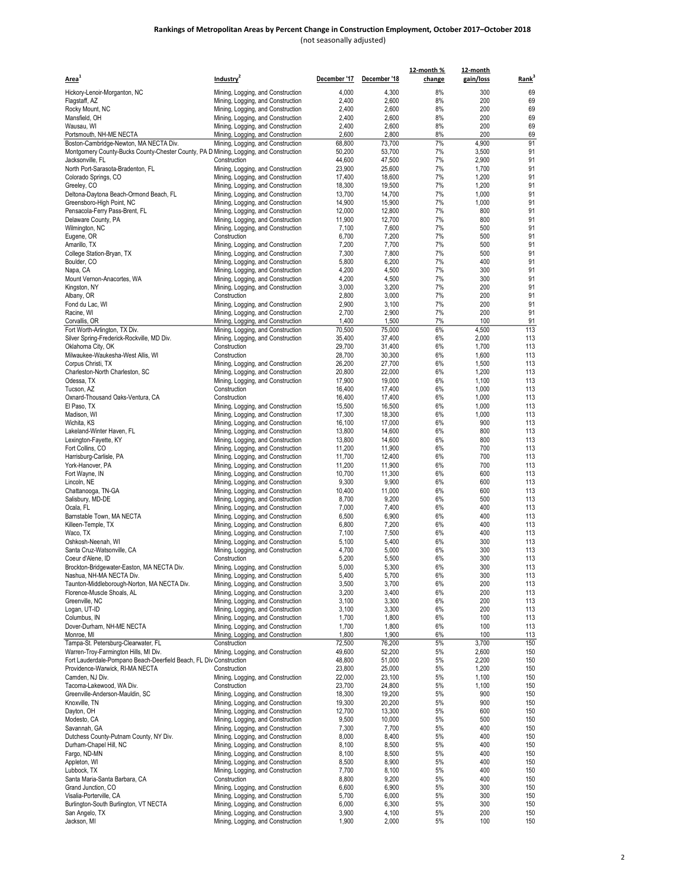# Rankings of Metropolitan Areas by Percent Change in Construction Employment, October 2017–October 2018

(not seasonally adjusted)

| Area[1] | Industry[2] | December '17 | December '18 | 12-month % change | 12-month gain/loss | Rank[3] |
|---|---|---|---|---|---|---|
| Hickory-Lenoir-Morganton, NC | Mining, Logging, and Construction | 4,000 | 4,300 | 8% | 300 | 69 |
| Flagstaff, AZ | Mining, Logging, and Construction | 2,400 | 2,600 | 8% | 200 | 69 |
| Rocky Mount, NC | Mining, Logging, and Construction | 2,400 | 2,600 | 8% | 200 | 69 |
| Mansfield, OH | Mining, Logging, and Construction | 2,400 | 2,600 | 8% | 200 | 69 |
| Wausau, WI | Mining, Logging, and Construction | 2,400 | 2,600 | 8% | 200 | 69 |
| Portsmouth, NH-ME NECTA | Mining, Logging, and Construction | 2,600 | 2,800 | 8% | 200 | 69 |
| Boston-Cambridge-Newton, MA NECTA Div. | Mining, Logging, and Construction | 68,800 | 73,700 | 7% | 4,900 | 91 |
| Montgomery County-Bucks County-Chester County, PA D | Mining, Logging, and Construction | 50,200 | 53,700 | 7% | 3,500 | 91 |
| Jacksonville, FL | Construction | 44,600 | 47,500 | 7% | 2,900 | 91 |
| North Port-Sarasota-Bradenton, FL | Mining, Logging, and Construction | 23,900 | 25,600 | 7% | 1,700 | 91 |
| Colorado Springs, CO | Mining, Logging, and Construction | 17,400 | 18,600 | 7% | 1,200 | 91 |
| Greeley, CO | Mining, Logging, and Construction | 18,300 | 19,500 | 7% | 1,200 | 91 |
| Deltona-Daytona Beach-Ormond Beach, FL | Mining, Logging, and Construction | 13,700 | 14,700 | 7% | 1,000 | 91 |
| Greensboro-High Point, NC | Mining, Logging, and Construction | 14,900 | 15,900 | 7% | 1,000 | 91 |
| Pensacola-Ferry Pass-Brent, FL | Mining, Logging, and Construction | 12,000 | 12,800 | 7% | 800 | 91 |
| Delaware County, PA | Mining, Logging, and Construction | 11,900 | 12,700 | 7% | 800 | 91 |
| Wilmington, NC | Mining, Logging, and Construction | 7,100 | 7,600 | 7% | 500 | 91 |
| Eugene, OR | Construction | 6,700 | 7,200 | 7% | 500 | 91 |
| Amarillo, TX | Mining, Logging, and Construction | 7,200 | 7,700 | 7% | 500 | 91 |
| College Station-Bryan, TX | Mining, Logging, and Construction | 7,300 | 7,800 | 7% | 500 | 91 |
| Boulder, CO | Mining, Logging, and Construction | 5,800 | 6,200 | 7% | 400 | 91 |
| Napa, CA | Mining, Logging, and Construction | 4,200 | 4,500 | 7% | 300 | 91 |
| Mount Vernon-Anacortes, WA | Mining, Logging, and Construction | 4,200 | 4,500 | 7% | 300 | 91 |
| Kingston, NY | Mining, Logging, and Construction | 3,000 | 3,200 | 7% | 200 | 91 |
| Albany, OR | Construction | 2,800 | 3,000 | 7% | 200 | 91 |
| Fond du Lac, WI | Mining, Logging, and Construction | 2,900 | 3,100 | 7% | 200 | 91 |
| Racine, WI | Mining, Logging, and Construction | 2,700 | 2,900 | 7% | 200 | 91 |
| Corvallis, OR | Mining, Logging, and Construction | 1,400 | 1,500 | 7% | 100 | 91 |
| Fort Worth-Arlington, TX Div. | Mining, Logging, and Construction | 70,500 | 75,000 | 6% | 4,500 | 113 |
| Silver Spring-Frederick-Rockville, MD Div. | Mining, Logging, and Construction | 35,400 | 37,400 | 6% | 2,000 | 113 |
| Oklahoma City, OK | Construction | 29,700 | 31,400 | 6% | 1,700 | 113 |
| Milwaukee-Waukesha-West Allis, WI | Construction | 28,700 | 30,300 | 6% | 1,600 | 113 |
| Corpus Christi, TX | Mining, Logging, and Construction | 26,200 | 27,700 | 6% | 1,500 | 113 |
| Charleston-North Charleston, SC | Mining, Logging, and Construction | 20,800 | 22,000 | 6% | 1,200 | 113 |
| Odessa, TX | Mining, Logging, and Construction | 17,900 | 19,000 | 6% | 1,100 | 113 |
| Tucson, AZ | Construction | 16,400 | 17,400 | 6% | 1,000 | 113 |
| Oxnard-Thousand Oaks-Ventura, CA | Construction | 16,400 | 17,400 | 6% | 1,000 | 113 |
| El Paso, TX | Mining, Logging, and Construction | 15,500 | 16,500 | 6% | 1,000 | 113 |
| Madison, WI | Mining, Logging, and Construction | 17,300 | 18,300 | 6% | 1,000 | 113 |
| Wichita, KS | Mining, Logging, and Construction | 16,100 | 17,000 | 6% | 900 | 113 |
| Lakeland-Winter Haven, FL | Mining, Logging, and Construction | 13,800 | 14,600 | 6% | 800 | 113 |
| Lexington-Fayette, KY | Mining, Logging, and Construction | 13,800 | 14,600 | 6% | 800 | 113 |
| Fort Collins, CO | Mining, Logging, and Construction | 11,200 | 11,900 | 6% | 700 | 113 |
| Harrisburg-Carlisle, PA | Mining, Logging, and Construction | 11,700 | 12,400 | 6% | 700 | 113 |
| York-Hanover, PA | Mining, Logging, and Construction | 11,200 | 11,900 | 6% | 700 | 113 |
| Fort Wayne, IN | Mining, Logging, and Construction | 10,700 | 11,300 | 6% | 600 | 113 |
| Lincoln, NE | Mining, Logging, and Construction | 9,300 | 9,900 | 6% | 600 | 113 |
| Chattanooga, TN-GA | Mining, Logging, and Construction | 10,400 | 11,000 | 6% | 600 | 113 |
| Salisbury, MD-DE | Mining, Logging, and Construction | 8,700 | 9,200 | 6% | 500 | 113 |
| Ocala, FL | Mining, Logging, and Construction | 7,000 | 7,400 | 6% | 400 | 113 |
| Barnstable Town, MA NECTA | Mining, Logging, and Construction | 6,500 | 6,900 | 6% | 400 | 113 |
| Killeen-Temple, TX | Mining, Logging, and Construction | 6,800 | 7,200 | 6% | 400 | 113 |
| Waco, TX | Mining, Logging, and Construction | 7,100 | 7,500 | 6% | 400 | 113 |
| Oshkosh-Neenah, WI | Mining, Logging, and Construction | 5,100 | 5,400 | 6% | 300 | 113 |
| Santa Cruz-Watsonville, CA | Mining, Logging, and Construction | 4,700 | 5,000 | 6% | 300 | 113 |
| Coeur d'Alene, ID | Construction | 5,200 | 5,500 | 6% | 300 | 113 |
| Brockton-Bridgewater-Easton, MA NECTA Div. | Mining, Logging, and Construction | 5,000 | 5,300 | 6% | 300 | 113 |
| Nashua, NH-MA NECTA Div. | Mining, Logging, and Construction | 5,400 | 5,700 | 6% | 300 | 113 |
| Taunton-Middleborough-Norton, MA NECTA Div. | Mining, Logging, and Construction | 3,500 | 3,700 | 6% | 200 | 113 |
| Florence-Muscle Shoals, AL | Mining, Logging, and Construction | 3,200 | 3,400 | 6% | 200 | 113 |
| Greenville, NC | Mining, Logging, and Construction | 3,100 | 3,300 | 6% | 200 | 113 |
| Logan, UT-ID | Mining, Logging, and Construction | 3,100 | 3,300 | 6% | 200 | 113 |
| Columbus, IN | Mining, Logging, and Construction | 1,700 | 1,800 | 6% | 100 | 113 |
| Dover-Durham, NH-ME NECTA | Mining, Logging, and Construction | 1,700 | 1,800 | 6% | 100 | 113 |
| Monroe, MI | Mining, Logging, and Construction | 1,800 | 1,900 | 6% | 100 | 113 |
| Tampa-St. Petersburg-Clearwater, FL | Construction | 72,500 | 76,200 | 5% | 3,700 | 150 |
| Warren-Troy-Farmington Hills, MI Div. | Mining, Logging, and Construction | 49,600 | 52,200 | 5% | 2,600 | 150 |
| Fort Lauderdale-Pompano Beach-Deerfield Beach, FL Div | Construction | 48,800 | 51,000 | 5% | 2,200 | 150 |
| Providence-Warwick, RI-MA NECTA | Construction | 23,800 | 25,000 | 5% | 1,200 | 150 |
| Camden, NJ Div. | Mining, Logging, and Construction | 22,000 | 23,100 | 5% | 1,100 | 150 |
| Tacoma-Lakewood, WA Div. | Construction | 23,700 | 24,800 | 5% | 1,100 | 150 |
| Greenville-Anderson-Mauldin, SC | Mining, Logging, and Construction | 18,300 | 19,200 | 5% | 900 | 150 |
| Knoxville, TN | Mining, Logging, and Construction | 19,300 | 20,200 | 5% | 900 | 150 |
| Dayton, OH | Mining, Logging, and Construction | 12,700 | 13,300 | 5% | 600 | 150 |
| Modesto, CA | Mining, Logging, and Construction | 9,500 | 10,000 | 5% | 500 | 150 |
| Savannah, GA | Mining, Logging, and Construction | 7,300 | 7,700 | 5% | 400 | 150 |
| Dutchess County-Putnam County, NY Div. | Mining, Logging, and Construction | 8,000 | 8,400 | 5% | 400 | 150 |
| Durham-Chapel Hill, NC | Mining, Logging, and Construction | 8,100 | 8,500 | 5% | 400 | 150 |
| Fargo, ND-MN | Mining, Logging, and Construction | 8,100 | 8,500 | 5% | 400 | 150 |
| Appleton, WI | Mining, Logging, and Construction | 8,500 | 8,900 | 5% | 400 | 150 |
| Lubbock, TX | Mining, Logging, and Construction | 7,700 | 8,100 | 5% | 400 | 150 |
| Santa Maria-Santa Barbara, CA | Construction | 8,800 | 9,200 | 5% | 400 | 150 |
| Grand Junction, CO | Mining, Logging, and Construction | 6,600 | 6,900 | 5% | 300 | 150 |
| Visalia-Porterville, CA | Mining, Logging, and Construction | 5,700 | 6,000 | 5% | 300 | 150 |
| Burlington-South Burlington, VT NECTA | Mining, Logging, and Construction | 6,000 | 6,300 | 5% | 300 | 150 |
| San Angelo, TX | Mining, Logging, and Construction | 3,900 | 4,100 | 5% | 200 | 150 |
| Jackson, MI | Mining, Logging, and Construction | 1,900 | 2,000 | 5% | 100 | 150 |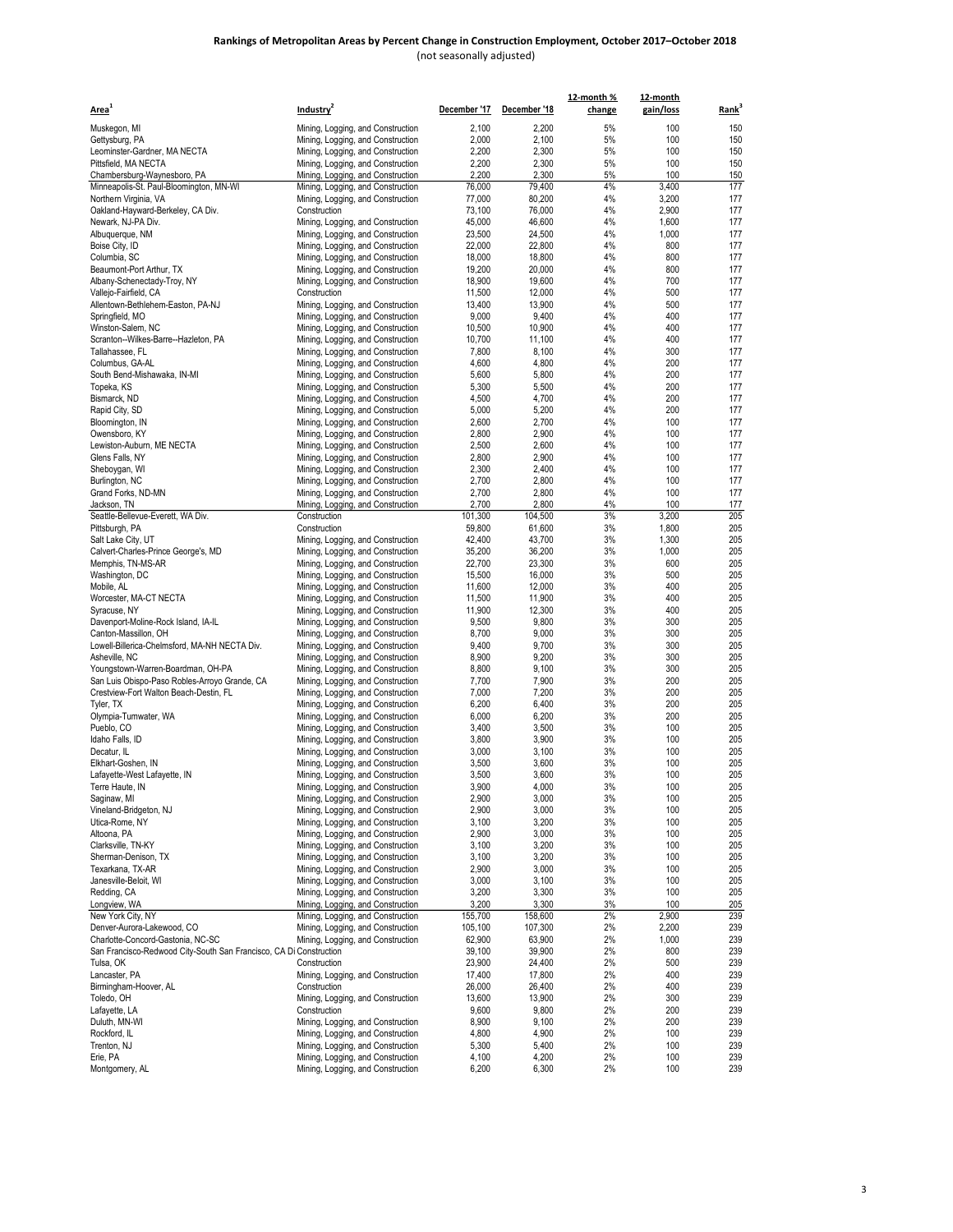## Rankings of Metropolitan Areas by Percent Change in Construction Employment, October 2017–October 2018

(not seasonally adjusted)

| Area[1] | Industry[2] | December '17 | December '18 | 12-month % change | 12-month gain/loss | Rank[3] |
|---|---|---|---|---|---|---|
| Muskegon, MI | Mining, Logging, and Construction | 2,100 | 2,200 | 5% | 100 | 150 |
| Gettysburg, PA | Mining, Logging, and Construction | 2,000 | 2,100 | 5% | 100 | 150 |
| Leominster-Gardner, MA NECTA | Mining, Logging, and Construction | 2,200 | 2,300 | 5% | 100 | 150 |
| Pittsfield, MA NECTA | Mining, Logging, and Construction | 2,200 | 2,300 | 5% | 100 | 150 |
| Chambersburg-Waynesboro, PA | Mining, Logging, and Construction | 2,200 | 2,300 | 5% | 100 | 150 |
| Minneapolis-St. Paul-Bloomington, MN-WI | Mining, Logging, and Construction | 76,000 | 79,400 | 4% | 3,400 | 177 |
| Northern Virginia, VA | Mining, Logging, and Construction | 77,000 | 80,200 | 4% | 3,200 | 177 |
| Oakland-Hayward-Berkeley, CA Div. | Construction | 73,100 | 76,000 | 4% | 2,900 | 177 |
| Newark, NJ-PA Div. | Mining, Logging, and Construction | 45,000 | 46,600 | 4% | 1,600 | 177 |
| Albuquerque, NM | Mining, Logging, and Construction | 23,500 | 24,500 | 4% | 1,000 | 177 |
| Boise City, ID | Mining, Logging, and Construction | 22,000 | 22,800 | 4% | 800 | 177 |
| Columbia, SC | Mining, Logging, and Construction | 18,000 | 18,800 | 4% | 800 | 177 |
| Beaumont-Port Arthur, TX | Mining, Logging, and Construction | 19,200 | 20,000 | 4% | 800 | 177 |
| Albany-Schenectady-Troy, NY | Mining, Logging, and Construction | 18,900 | 19,600 | 4% | 700 | 177 |
| Vallejo-Fairfield, CA | Construction | 11,500 | 12,000 | 4% | 500 | 177 |
| Allentown-Bethlehem-Easton, PA-NJ | Mining, Logging, and Construction | 13,400 | 13,900 | 4% | 500 | 177 |
| Springfield, MO | Mining, Logging, and Construction | 9,000 | 9,400 | 4% | 400 | 177 |
| Winston-Salem, NC | Mining, Logging, and Construction | 10,500 | 10,900 | 4% | 400 | 177 |
| Scranton--Wilkes-Barre--Hazleton, PA | Mining, Logging, and Construction | 10,700 | 11,100 | 4% | 400 | 177 |
| Tallahassee, FL | Mining, Logging, and Construction | 7,800 | 8,100 | 4% | 300 | 177 |
| Columbus, GA-AL | Mining, Logging, and Construction | 4,600 | 4,800 | 4% | 200 | 177 |
| South Bend-Mishawaka, IN-MI | Mining, Logging, and Construction | 5,600 | 5,800 | 4% | 200 | 177 |
| Topeka, KS | Mining, Logging, and Construction | 5,300 | 5,500 | 4% | 200 | 177 |
| Bismarck, ND | Mining, Logging, and Construction | 4,500 | 4,700 | 4% | 200 | 177 |
| Rapid City, SD | Mining, Logging, and Construction | 5,000 | 5,200 | 4% | 200 | 177 |
| Bloomington, IN | Mining, Logging, and Construction | 2,600 | 2,700 | 4% | 100 | 177 |
| Owensboro, KY | Mining, Logging, and Construction | 2,800 | 2,900 | 4% | 100 | 177 |
| Lewiston-Auburn, ME NECTA | Mining, Logging, and Construction | 2,500 | 2,600 | 4% | 100 | 177 |
| Glens Falls, NY | Mining, Logging, and Construction | 2,800 | 2,900 | 4% | 100 | 177 |
| Sheboygan, WI | Mining, Logging, and Construction | 2,300 | 2,400 | 4% | 100 | 177 |
| Burlington, NC | Mining, Logging, and Construction | 2,700 | 2,800 | 4% | 100 | 177 |
| Grand Forks, ND-MN | Mining, Logging, and Construction | 2,700 | 2,800 | 4% | 100 | 177 |
| Jackson, TN | Mining, Logging, and Construction | 2,700 | 2,800 | 4% | 100 | 177 |
| Seattle-Bellevue-Everett, WA Div. | Construction | 101,300 | 104,500 | 3% | 3,200 | 205 |
| Pittsburgh, PA | Construction | 59,800 | 61,600 | 3% | 1,800 | 205 |
| Salt Lake City, UT | Mining, Logging, and Construction | 42,400 | 43,700 | 3% | 1,300 | 205 |
| Calvert-Charles-Prince George's, MD | Mining, Logging, and Construction | 35,200 | 36,200 | 3% | 1,000 | 205 |
| Memphis, TN-MS-AR | Mining, Logging, and Construction | 22,700 | 23,300 | 3% | 600 | 205 |
| Washington, DC | Mining, Logging, and Construction | 15,500 | 16,000 | 3% | 500 | 205 |
| Mobile, AL | Mining, Logging, and Construction | 11,600 | 12,000 | 3% | 400 | 205 |
| Worcester, MA-CT NECTA | Mining, Logging, and Construction | 11,500 | 11,900 | 3% | 400 | 205 |
| Syracuse, NY | Mining, Logging, and Construction | 11,900 | 12,300 | 3% | 400 | 205 |
| Davenport-Moline-Rock Island, IA-IL | Mining, Logging, and Construction | 9,500 | 9,800 | 3% | 300 | 205 |
| Canton-Massillon, OH | Mining, Logging, and Construction | 8,700 | 9,000 | 3% | 300 | 205 |
| Lowell-Billerica-Chelmsford, MA-NH NECTA Div. | Mining, Logging, and Construction | 9,400 | 9,700 | 3% | 300 | 205 |
| Asheville, NC | Mining, Logging, and Construction | 8,900 | 9,200 | 3% | 300 | 205 |
| Youngstown-Warren-Boardman, OH-PA | Mining, Logging, and Construction | 8,800 | 9,100 | 3% | 300 | 205 |
| San Luis Obispo-Paso Robles-Arroyo Grande, CA | Mining, Logging, and Construction | 7,700 | 7,900 | 3% | 200 | 205 |
| Crestview-Fort Walton Beach-Destin, FL | Mining, Logging, and Construction | 7,000 | 7,200 | 3% | 200 | 205 |
| Tyler, TX | Mining, Logging, and Construction | 6,200 | 6,400 | 3% | 200 | 205 |
| Olympia-Tumwater, WA | Mining, Logging, and Construction | 6,000 | 6,200 | 3% | 200 | 205 |
| Pueblo, CO | Mining, Logging, and Construction | 3,400 | 3,500 | 3% | 100 | 205 |
| Idaho Falls, ID | Mining, Logging, and Construction | 3,800 | 3,900 | 3% | 100 | 205 |
| Decatur, IL | Mining, Logging, and Construction | 3,000 | 3,100 | 3% | 100 | 205 |
| Elkhart-Goshen, IN | Mining, Logging, and Construction | 3,500 | 3,600 | 3% | 100 | 205 |
| Lafayette-West Lafayette, IN | Mining, Logging, and Construction | 3,500 | 3,600 | 3% | 100 | 205 |
| Terre Haute, IN | Mining, Logging, and Construction | 3,900 | 4,000 | 3% | 100 | 205 |
| Saginaw, MI | Mining, Logging, and Construction | 2,900 | 3,000 | 3% | 100 | 205 |
| Vineland-Bridgeton, NJ | Mining, Logging, and Construction | 2,900 | 3,000 | 3% | 100 | 205 |
| Utica-Rome, NY | Mining, Logging, and Construction | 3,100 | 3,200 | 3% | 100 | 205 |
| Altoona, PA | Mining, Logging, and Construction | 2,900 | 3,000 | 3% | 100 | 205 |
| Clarksville, TN-KY | Mining, Logging, and Construction | 3,100 | 3,200 | 3% | 100 | 205 |
| Sherman-Denison, TX | Mining, Logging, and Construction | 3,100 | 3,200 | 3% | 100 | 205 |
| Texarkana, TX-AR | Mining, Logging, and Construction | 2,900 | 3,000 | 3% | 100 | 205 |
| Janesville-Beloit, WI | Mining, Logging, and Construction | 3,000 | 3,100 | 3% | 100 | 205 |
| Redding, CA | Mining, Logging, and Construction | 3,200 | 3,300 | 3% | 100 | 205 |
| Longview, WA | Mining, Logging, and Construction | 3,200 | 3,300 | 3% | 100 | 205 |
| New York City, NY | Mining, Logging, and Construction | 155,700 | 158,600 | 2% | 2,900 | 239 |
| Denver-Aurora-Lakewood, CO | Mining, Logging, and Construction | 105,100 | 107,300 | 2% | 2,200 | 239 |
| Charlotte-Concord-Gastonia, NC-SC | Mining, Logging, and Construction | 62,900 | 63,900 | 2% | 1,000 | 239 |
| San Francisco-Redwood City-South San Francisco, CA Di | Construction | 39,100 | 39,900 | 2% | 800 | 239 |
| Tulsa, OK | Construction | 23,900 | 24,400 | 2% | 500 | 239 |
| Lancaster, PA | Mining, Logging, and Construction | 17,400 | 17,800 | 2% | 400 | 239 |
| Birmingham-Hoover, AL | Construction | 26,000 | 26,400 | 2% | 400 | 239 |
| Toledo, OH | Mining, Logging, and Construction | 13,600 | 13,900 | 2% | 300 | 239 |
| Lafayette, LA | Construction | 9,600 | 9,800 | 2% | 200 | 239 |
| Duluth, MN-WI | Mining, Logging, and Construction | 8,900 | 9,100 | 2% | 200 | 239 |
| Rockford, IL | Mining, Logging, and Construction | 4,800 | 4,900 | 2% | 100 | 239 |
| Trenton, NJ | Mining, Logging, and Construction | 5,300 | 5,400 | 2% | 100 | 239 |
| Erie, PA | Mining, Logging, and Construction | 4,100 | 4,200 | 2% | 100 | 239 |
| Montgomery, AL | Mining, Logging, and Construction | 6,200 | 6,300 | 2% | 100 | 239 |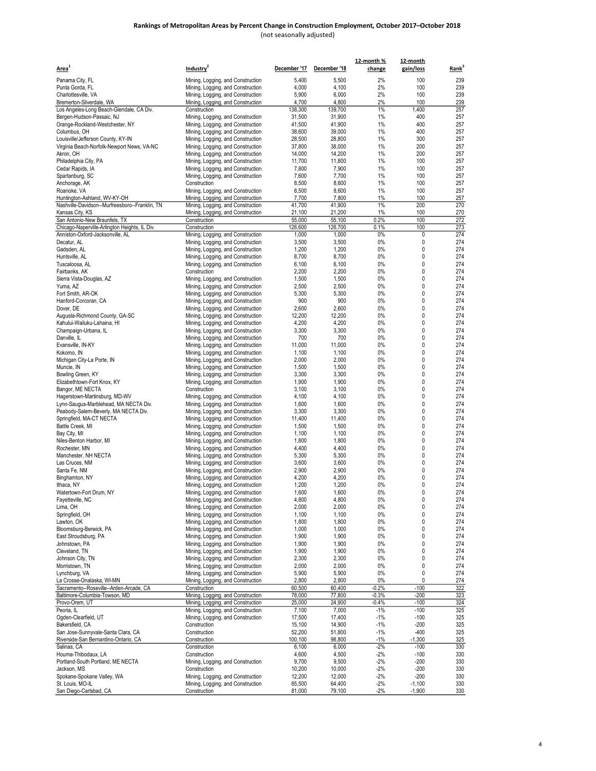**Rankings of Metropolitan Areas by Percent Change in Construction Employment, October 2017–October 2018**
(not seasonally adjusted)

| Area[1] | Industry[2] | December '17 | December '18 | 12-month % change | 12-month gain/loss | Rank[3] |
|---|---|---|---|---|---|---|
| Panama City, FL | Mining, Logging, and Construction | 5,400 | 5,500 | 2% | 100 | 239 |
| Punta Gorda, FL | Mining, Logging, and Construction | 4,000 | 4,100 | 2% | 100 | 239 |
| Charlottesville, VA | Mining, Logging, and Construction | 5,900 | 6,000 | 2% | 100 | 239 |
| Bremerton-Silverdale, WA | Mining, Logging, and Construction | 4,700 | 4,800 | 2% | 100 | 239 |
| Los Angeles-Long Beach-Glendale, CA Div. | Construction | 138,300 | 139,700 | 1% | 1,400 | 257 |
| Bergen-Hudson-Passaic, NJ | Mining, Logging, and Construction | 31,500 | 31,900 | 1% | 400 | 257 |
| Orange-Rockland-Westchester, NY | Mining, Logging, and Construction | 41,500 | 41,900 | 1% | 400 | 257 |
| Columbus, OH | Mining, Logging, and Construction | 38,600 | 39,000 | 1% | 400 | 257 |
| Louisville/Jefferson County, KY-IN | Mining, Logging, and Construction | 28,500 | 28,800 | 1% | 300 | 257 |
| Virginia Beach-Norfolk-Newport News, VA-NC | Mining, Logging, and Construction | 37,800 | 38,000 | 1% | 200 | 257 |
| Akron, OH | Mining, Logging, and Construction | 14,000 | 14,200 | 1% | 200 | 257 |
| Philadelphia City, PA | Mining, Logging, and Construction | 11,700 | 11,800 | 1% | 100 | 257 |
| Cedar Rapids, IA | Mining, Logging, and Construction | 7,800 | 7,900 | 1% | 100 | 257 |
| Spartanburg, SC | Mining, Logging, and Construction | 7,600 | 7,700 | 1% | 100 | 257 |
| Anchorage, AK | Construction | 8,500 | 8,600 | 1% | 100 | 257 |
| Roanoke, VA | Mining, Logging, and Construction | 8,500 | 8,600 | 1% | 100 | 257 |
| Huntington-Ashland, WV-KY-OH | Mining, Logging, and Construction | 7,700 | 7,800 | 1% | 100 | 257 |
| Nashville-Davidson--Murfreesboro--Franklin, TN | Mining, Logging, and Construction | 41,700 | 41,900 | 1% | 200 | 270 |
| Kansas City, KS | Mining, Logging, and Construction | 21,100 | 21,200 | 1% | 100 | 270 |
| San Antonio-New Braunfels, TX | Construction | 55,000 | 55,100 | 0.2% | 100 | 272 |
| Chicago-Naperville-Arlington Heights, IL Div. | Construction | 126,600 | 126,700 | 0.1% | 100 | 273 |
| Anniston-Oxford-Jacksonville, AL | Mining, Logging, and Construction | 1,000 | 1,000 | 0% | 0 | 274 |
| Decatur, AL | Mining, Logging, and Construction | 3,500 | 3,500 | 0% | 0 | 274 |
| Gadsden, AL | Mining, Logging, and Construction | 1,200 | 1,200 | 0% | 0 | 274 |
| Huntsville, AL | Mining, Logging, and Construction | 8,700 | 8,700 | 0% | 0 | 274 |
| Tuscaloosa, AL | Mining, Logging, and Construction | 6,100 | 6,100 | 0% | 0 | 274 |
| Fairbanks, AK | Construction | 2,200 | 2,200 | 0% | 0 | 274 |
| Sierra Vista-Douglas, AZ | Mining, Logging, and Construction | 1,500 | 1,500 | 0% | 0 | 274 |
| Yuma, AZ | Mining, Logging, and Construction | 2,500 | 2,500 | 0% | 0 | 274 |
| Fort Smith, AR-OK | Mining, Logging, and Construction | 5,300 | 5,300 | 0% | 0 | 274 |
| Hanford-Corcoran, CA | Mining, Logging, and Construction | 900 | 900 | 0% | 0 | 274 |
| Dover, DE | Mining, Logging, and Construction | 2,600 | 2,600 | 0% | 0 | 274 |
| Augusta-Richmond County, GA-SC | Mining, Logging, and Construction | 12,200 | 12,200 | 0% | 0 | 274 |
| Kahului-Wailuku-Lahaina, HI | Mining, Logging, and Construction | 4,200 | 4,200 | 0% | 0 | 274 |
| Champaign-Urbana, IL | Mining, Logging, and Construction | 3,300 | 3,300 | 0% | 0 | 274 |
| Danville, IL | Mining, Logging, and Construction | 700 | 700 | 0% | 0 | 274 |
| Evansville, IN-KY | Mining, Logging, and Construction | 11,000 | 11,000 | 0% | 0 | 274 |
| Kokomo, IN | Mining, Logging, and Construction | 1,100 | 1,100 | 0% | 0 | 274 |
| Michigan City-La Porte, IN | Mining, Logging, and Construction | 2,000 | 2,000 | 0% | 0 | 274 |
| Muncie, IN | Mining, Logging, and Construction | 1,500 | 1,500 | 0% | 0 | 274 |
| Bowling Green, KY | Mining, Logging, and Construction | 3,300 | 3,300 | 0% | 0 | 274 |
| Elizabethtown-Fort Knox, KY | Mining, Logging, and Construction | 1,900 | 1,900 | 0% | 0 | 274 |
| Bangor, ME NECTA | Construction | 3,100 | 3,100 | 0% | 0 | 274 |
| Hagerstown-Martinsburg, MD-WV | Mining, Logging, and Construction | 4,100 | 4,100 | 0% | 0 | 274 |
| Lynn-Saugus-Marblehead, MA NECTA Div. | Mining, Logging, and Construction | 1,600 | 1,600 | 0% | 0 | 274 |
| Peabody-Salem-Beverly, MA NECTA Div. | Mining, Logging, and Construction | 3,300 | 3,300 | 0% | 0 | 274 |
| Springfield, MA-CT NECTA | Mining, Logging, and Construction | 11,400 | 11,400 | 0% | 0 | 274 |
| Battle Creek, MI | Mining, Logging, and Construction | 1,500 | 1,500 | 0% | 0 | 274 |
| Bay City, MI | Mining, Logging, and Construction | 1,100 | 1,100 | 0% | 0 | 274 |
| Niles-Benton Harbor, MI | Mining, Logging, and Construction | 1,800 | 1,800 | 0% | 0 | 274 |
| Rochester, MN | Mining, Logging, and Construction | 4,400 | 4,400 | 0% | 0 | 274 |
| Manchester, NH NECTA | Mining, Logging, and Construction | 5,300 | 5,300 | 0% | 0 | 274 |
| Las Cruces, NM | Mining, Logging, and Construction | 3,600 | 3,600 | 0% | 0 | 274 |
| Santa Fe, NM | Mining, Logging, and Construction | 2,900 | 2,900 | 0% | 0 | 274 |
| Binghamton, NY | Mining, Logging, and Construction | 4,200 | 4,200 | 0% | 0 | 274 |
| Ithaca, NY | Mining, Logging, and Construction | 1,200 | 1,200 | 0% | 0 | 274 |
| Watertown-Fort Drum, NY | Mining, Logging, and Construction | 1,600 | 1,600 | 0% | 0 | 274 |
| Fayetteville, NC | Mining, Logging, and Construction | 4,800 | 4,800 | 0% | 0 | 274 |
| Lima, OH | Mining, Logging, and Construction | 2,000 | 2,000 | 0% | 0 | 274 |
| Springfield, OH | Mining, Logging, and Construction | 1,100 | 1,100 | 0% | 0 | 274 |
| Lawton, OK | Mining, Logging, and Construction | 1,800 | 1,800 | 0% | 0 | 274 |
| Bloomsburg-Berwick, PA | Mining, Logging, and Construction | 1,000 | 1,000 | 0% | 0 | 274 |
| East Stroudsburg, PA | Mining, Logging, and Construction | 1,900 | 1,900 | 0% | 0 | 274 |
| Johnstown, PA | Mining, Logging, and Construction | 1,900 | 1,900 | 0% | 0 | 274 |
| Cleveland, TN | Mining, Logging, and Construction | 1,900 | 1,900 | 0% | 0 | 274 |
| Johnson City, TN | Mining, Logging, and Construction | 2,300 | 2,300 | 0% | 0 | 274 |
| Morristown, TN | Mining, Logging, and Construction | 2,000 | 2,000 | 0% | 0 | 274 |
| Lynchburg, VA | Mining, Logging, and Construction | 5,900 | 5,900 | 0% | 0 | 274 |
| La Crosse-Onalaska, WI-MN | Mining, Logging, and Construction | 2,800 | 2,800 | 0% | 0 | 274 |
| Sacramento--Roseville--Arden-Arcade, CA | Construction | 60,500 | 60,400 | -0.2% | -100 | 322 |
| Baltimore-Columbia-Towson, MD | Mining, Logging, and Construction | 78,000 | 77,800 | -0.3% | -200 | 323 |
| Provo-Orem, UT | Mining, Logging, and Construction | 25,000 | 24,900 | -0.4% | -100 | 324 |
| Peoria, IL | Mining, Logging, and Construction | 7,100 | 7,000 | -1% | -100 | 325 |
| Ogden-Clearfield, UT | Mining, Logging, and Construction | 17,500 | 17,400 | -1% | -100 | 325 |
| Bakersfield, CA | Construction | 15,100 | 14,900 | -1% | -200 | 325 |
| San Jose-Sunnyvale-Santa Clara, CA | Construction | 52,200 | 51,800 | -1% | -400 | 325 |
| Riverside-San Bernardino-Ontario, CA | Construction | 100,100 | 98,800 | -1% | -1,300 | 325 |
| Salinas, CA | Construction | 6,100 | 6,000 | -2% | -100 | 330 |
| Houma-Thibodaux, LA | Construction | 4,600 | 4,500 | -2% | -100 | 330 |
| Portland-South Portland, ME NECTA | Mining, Logging, and Construction | 9,700 | 9,500 | -2% | -200 | 330 |
| Jackson, MS | Construction | 10,200 | 10,000 | -2% | -200 | 330 |
| Spokane-Spokane Valley, WA | Mining, Logging, and Construction | 12,200 | 12,000 | -2% | -200 | 330 |
| St. Louis, MO-IL | Mining, Logging, and Construction | 65,500 | 64,400 | -2% | -1,100 | 330 |
| San Diego-Carlsbad, CA | Construction | 81,000 | 79,100 | -2% | -1,900 | 330 |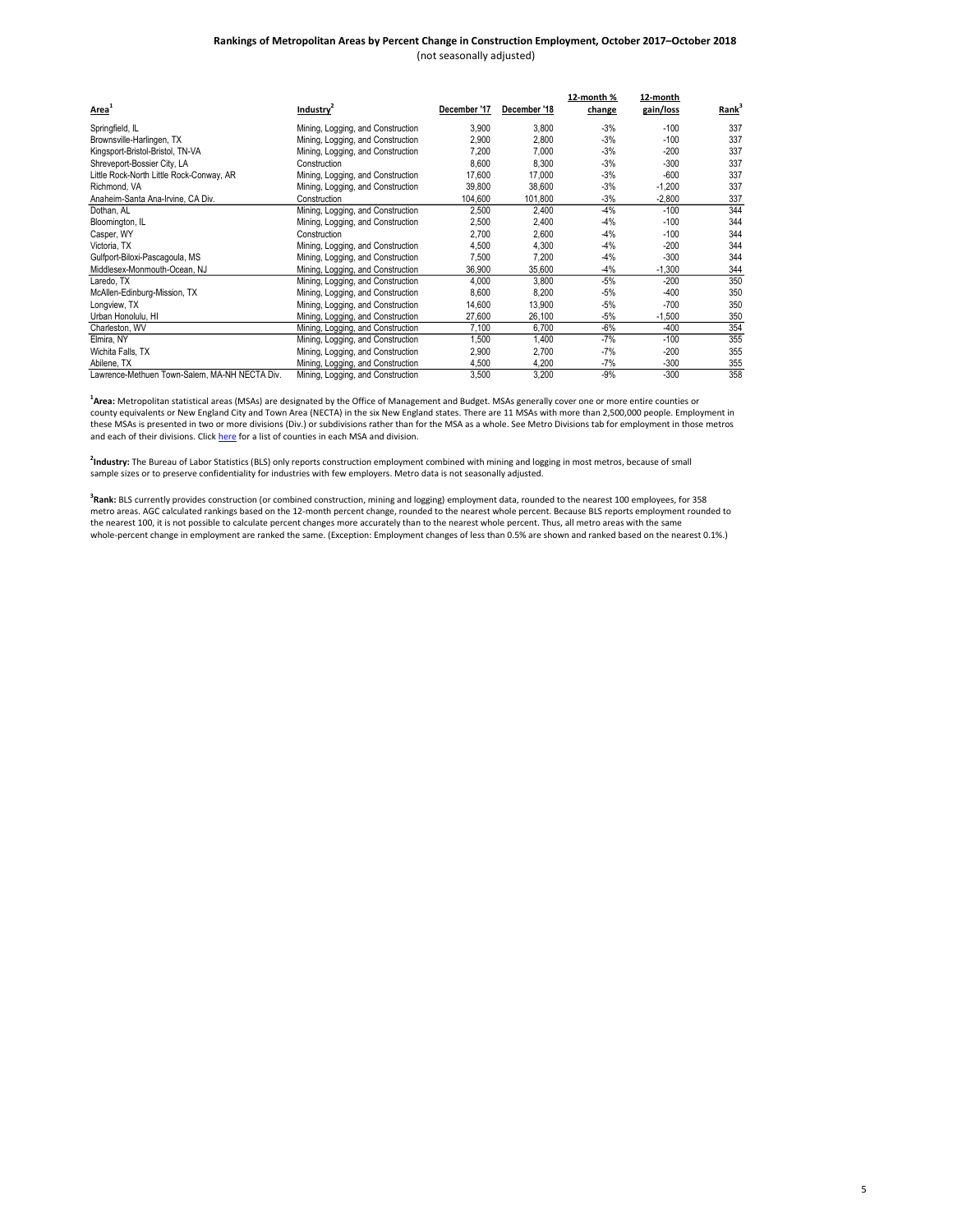**Rankings of Metropolitan Areas by Percent Change in Construction Employment, October 2017–October 2018**
(not seasonally adjusted)

| Area[1] | Industry[2] | December '17 | December '18 | 12-month % change | 12-month gain/loss | Rank[3] |
|---|---|---|---|---|---|---|
| Springfield, IL | Mining, Logging, and Construction | 3,900 | 3,800 | -3% | -100 | 337 |
| Brownsville-Harlingen, TX | Mining, Logging, and Construction | 2,900 | 2,800 | -3% | -100 | 337 |
| Kingsport-Bristol-Bristol, TN-VA | Mining, Logging, and Construction | 7,200 | 7,000 | -3% | -200 | 337 |
| Shreveport-Bossier City, LA | Construction | 8,600 | 8,300 | -3% | -300 | 337 |
| Little Rock-North Little Rock-Conway, AR | Mining, Logging, and Construction | 17,600 | 17,000 | -3% | -600 | 337 |
| Richmond, VA | Mining, Logging, and Construction | 39,800 | 38,600 | -3% | -1,200 | 337 |
| Anaheim-Santa Ana-Irvine, CA Div. | Construction | 104,600 | 101,800 | -3% | -2,800 | 337 |
| Dothan, AL | Mining, Logging, and Construction | 2,500 | 2,400 | -4% | -100 | 344 |
| Bloomington, IL | Mining, Logging, and Construction | 2,500 | 2,400 | -4% | -100 | 344 |
| Casper, WY | Construction | 2,700 | 2,600 | -4% | -100 | 344 |
| Victoria, TX | Mining, Logging, and Construction | 4,500 | 4,300 | -4% | -200 | 344 |
| Gulfport-Biloxi-Pascagoula, MS | Mining, Logging, and Construction | 7,500 | 7,200 | -4% | -300 | 344 |
| Middlesex-Monmouth-Ocean, NJ | Mining, Logging, and Construction | 36,900 | 35,600 | -4% | -1,300 | 344 |
| Laredo, TX | Mining, Logging, and Construction | 4,000 | 3,800 | -5% | -200 | 350 |
| McAllen-Edinburg-Mission, TX | Mining, Logging, and Construction | 8,600 | 8,200 | -5% | -400 | 350 |
| Longview, TX | Mining, Logging, and Construction | 14,600 | 13,900 | -5% | -700 | 350 |
| Urban Honolulu, HI | Mining, Logging, and Construction | 27,600 | 26,100 | -5% | -1,500 | 350 |
| Charleston, WV | Mining, Logging, and Construction | 7,100 | 6,700 | -6% | -400 | 354 |
| Elmira, NY | Mining, Logging, and Construction | 1,500 | 1,400 | -7% | -100 | 355 |
| Wichita Falls, TX | Mining, Logging, and Construction | 2,900 | 2,700 | -7% | -200 | 355 |
| Abilene, TX | Mining, Logging, and Construction | 4,500 | 4,200 | -7% | -300 | 355 |
| Lawrence-Methuen Town-Salem, MA-NH NECTA Div. | Mining, Logging, and Construction | 3,500 | 3,200 | -9% | -300 | 358 |

[1]**Area:** Metropolitan statistical areas (MSAs) are designated by the Office of Management and Budget. MSAs generally cover one or more entire counties or county equivalents or New England City and Town Area (NECTA) in the six New England states. There are 11 MSAs with more than 2,500,000 people. Employment in these MSAs is presented in two or more divisions (Div.) or subdivisions rather than for the MSA as a whole. See Metro Divisions tab for employment in those metros and each of their divisions. Click here for a list of counties in each MSA and division.

[2]**Industry:** The Bureau of Labor Statistics (BLS) only reports construction employment combined with mining and logging in most metros, because of small sample sizes or to preserve confidentiality for industries with few employers. Metro data is not seasonally adjusted.

[3]**Rank:** BLS currently provides construction (or combined construction, mining and logging) employment data, rounded to the nearest 100 employees, for 358 metro areas. AGC calculated rankings based on the 12-month percent change, rounded to the nearest whole percent. Because BLS reports employment rounded to the nearest 100, it is not possible to calculate percent changes more accurately than to the nearest whole percent. Thus, all metro areas with the same whole-percent change in employment are ranked the same. (Exception: Employment changes of less than 0.5% are shown and ranked based on the nearest 0.1%.)